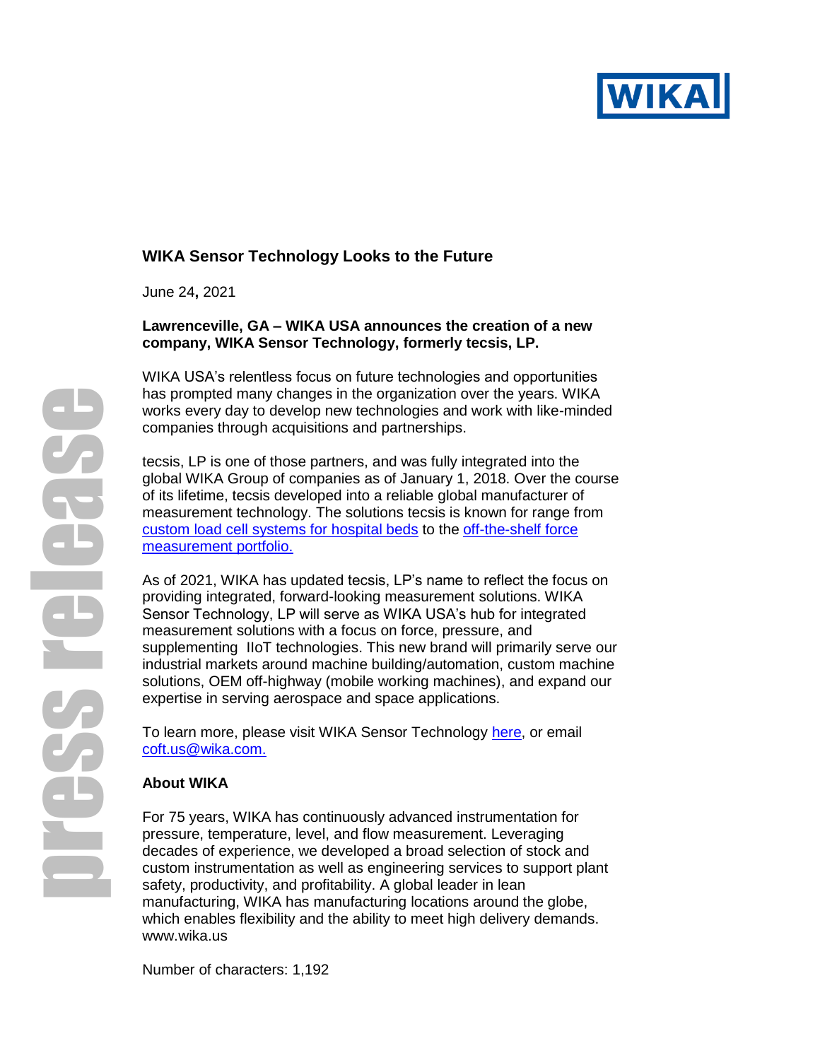# WIKA Sensor Technology Looks to the Future

June 24**,** 2021

**Lawrenceville, GA – WIKA USA announces the creation of a new company, WIKA Sensor Technology, formerly tecsis, LP.**

WIKA USA's relentless focus on future technologies and opportunities has prompted many changes in the organization over the years. WIKA works every day to develop new technologies and work with like-minded companies through acquisitions and partnerships.

tecsis, LP is one of those partners, and was fully integrated into the global WIKA Group of companies as of January 1, 2018. Over the course of its lifetime, tecsis developed into a reliable global manufacturer of measurement technology. The solutions tecsis is known for range from custom load cell systems for hospital beds to the off-the-shelf force measurement portfolio.

As of 2021, WIKA has updated tecsis, LP's name to reflect the focus on providing integrated, forward-looking measurement solutions. WIKA Sensor Technology, LP will serve as WIKA USA's hub for integrated measurement solutions with a focus on force, pressure, and supplementing IIoT technologies. This new brand will primarily serve our industrial markets around machine building/automation, custom machine solutions, OEM off-highway (mobile working machines), and expand our expertise in serving aerospace and space applications.

To learn more, please visit WIKA Sensor Technology here, or email coft.us@wika.com.

## About WIKA

For 75 years, WIKA has continuously advanced instrumentation for pressure, temperature, level, and flow measurement. Leveraging decades of experience, we developed a broad selection of stock and custom instrumentation as well as engineering services to support plant safety, productivity, and profitability. A global leader in lean manufacturing, WIKA has manufacturing locations around the globe, which enables flexibility and the ability to meet high delivery demands. www.wika.us

Number of characters: 1,192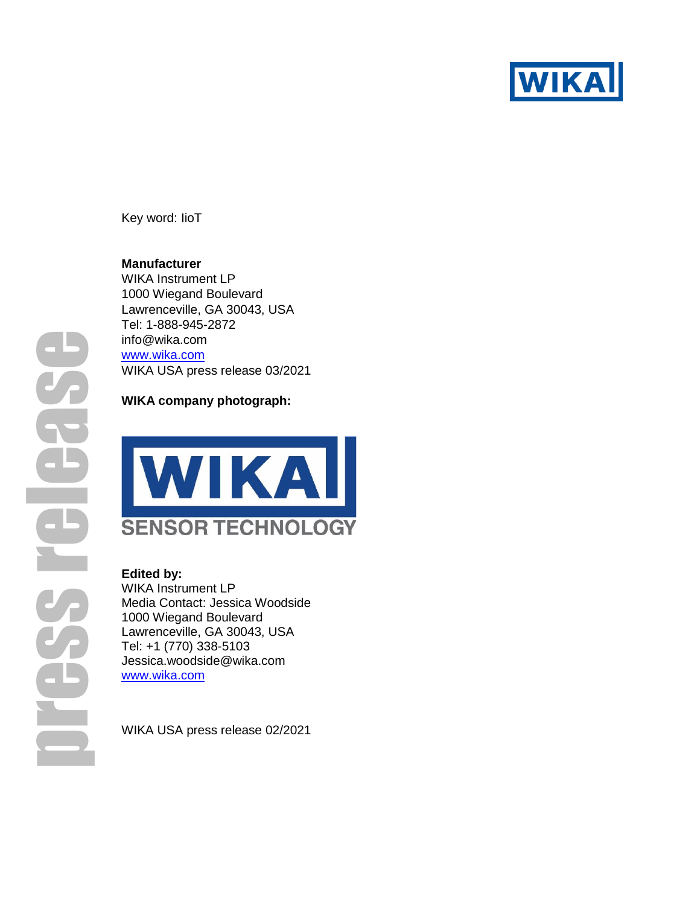Key word: IioT

**Manufacturer**
WIKA Instrument LP
1000 Wiegand Boulevard
Lawrenceville, GA 30043, USA
Tel: 1-888-945-2872
info@wika.com
www.wika.com
WIKA USA press release 03/2021

**WIKA company photograph:**

**Edited by:**
WIKA Instrument LP
Media Contact: Jessica Woodside
1000 Wiegand Boulevard
Lawrenceville, GA 30043, USA
Tel: +1 (770) 338-5103
Jessica.woodside@wika.com
www.wika.com

WIKA USA press release 02/2021